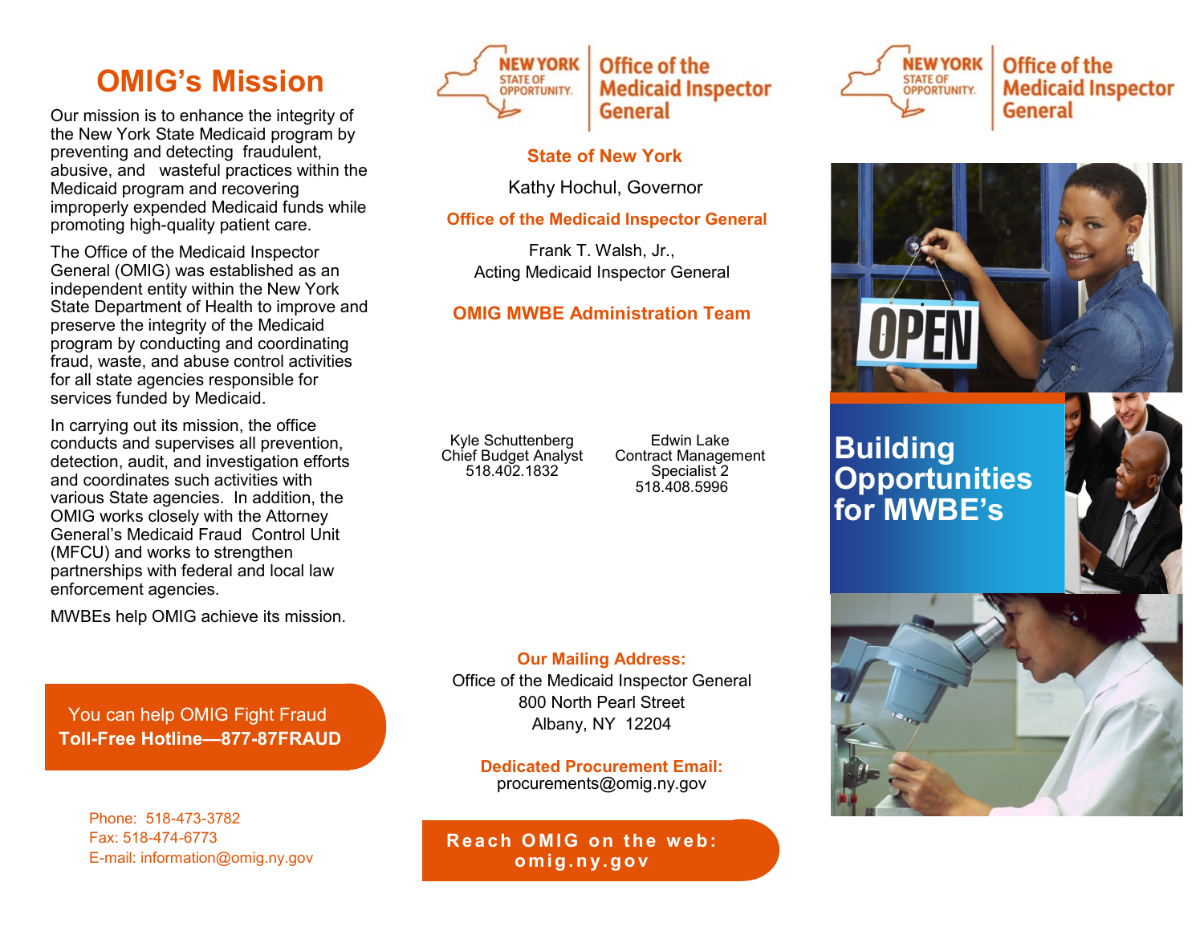# OMIG's Mission

Our mission is to enhance the integrity of the New York State Medicaid program by preventing and detecting fraudulent, abusive, and wasteful practices within the Medicaid program and recovering improperly expended Medicaid funds while promoting high-quality patient care.

The Office of the Medicaid Inspector General (OMIG) was established as an independent entity within the New York State Department of Health to improve and preserve the integrity of the Medicaid program by conducting and coordinating fraud, waste, and abuse control activities for all state agencies responsible for services funded by Medicaid.

In carrying out its mission, the office conducts and supervises all prevention, detection, audit, and investigation efforts and coordinates such activities with various State agencies. In addition, the OMIG works closely with the Attorney General's Medicaid Fraud Control Unit (MFCU) and works to strengthen partnerships with federal and local law enforcement agencies.

MWBEs help OMIG achieve its mission.

You can help OMIG Fight Fraud
**Toll-Free Hotline—877-87FRAUD**

Phone: 518-473-3782
Fax: 518-474-6773
E-mail: information@omig.ny.gov

NEW YORK STATE OF OPPORTUNITY. | Office of the Medicaid Inspector General

**State of New York**

Kathy Hochul, Governor

**Office of the Medicaid Inspector General**

Frank T. Walsh, Jr.,
Acting Medicaid Inspector General

**OMIG MWBE Administration Team**

Kyle Schuttenberg
Chief Budget Analyst
518.402.1832

Edwin Lake
Contract Management Specialist 2
518.408.5996

**Our Mailing Address:**
Office of the Medicaid Inspector General
800 North Pearl Street
Albany, NY 12204

**Dedicated Procurement Email:**
procurements@omig.ny.gov

**Reach OMIG on the web: omig.ny.gov**

NEW YORK STATE OF OPPORTUNITY. | Office of the Medicaid Inspector General

# Building Opportunities for MWBE's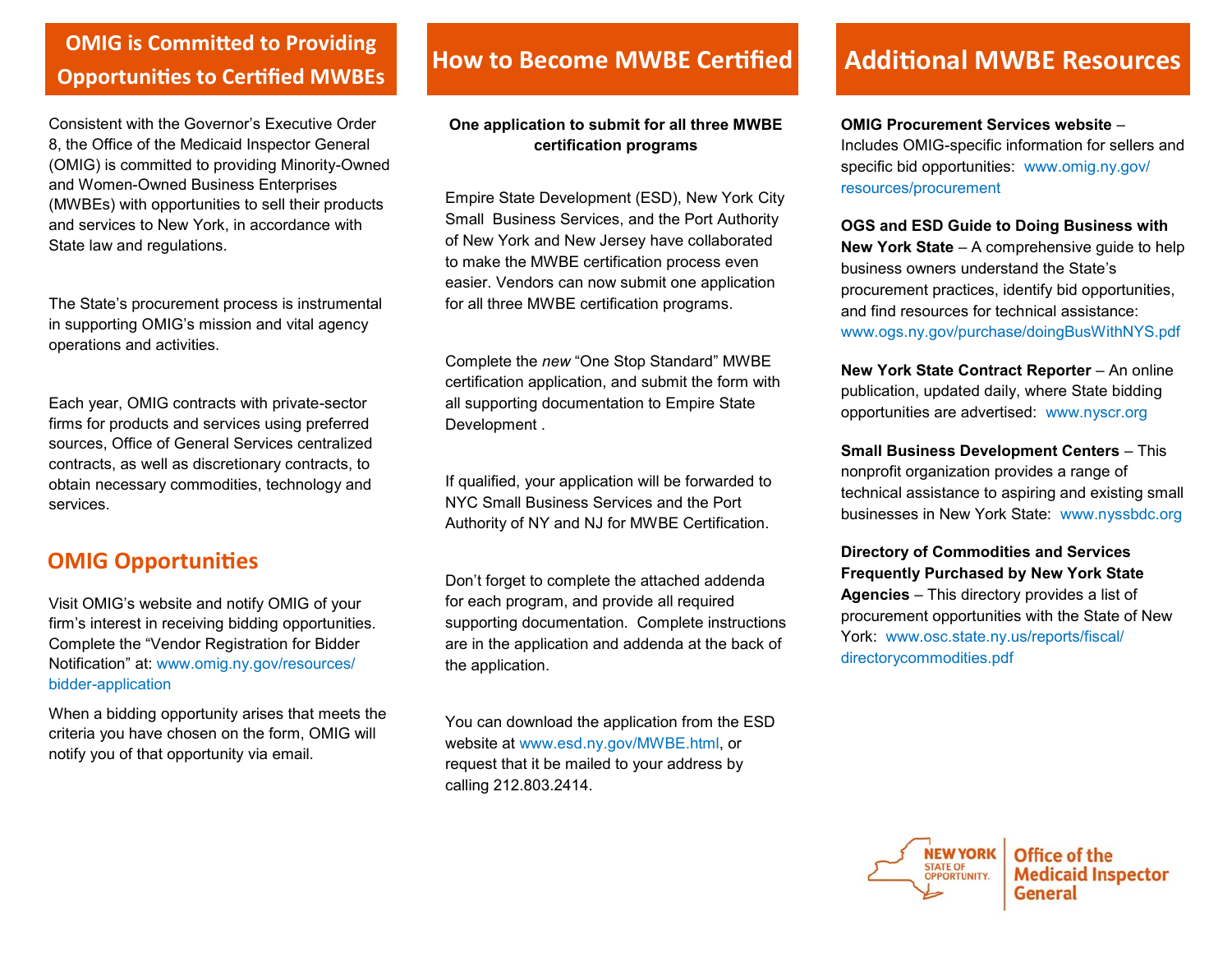## OMIG is Committed to Providing Opportunities to Certified MWBEs

Consistent with the Governor's Executive Order 8, the Office of the Medicaid Inspector General (OMIG) is committed to providing Minority-Owned and Women-Owned Business Enterprises (MWBEs) with opportunities to sell their products and services to New York, in accordance with State law and regulations.

The State's procurement process is instrumental in supporting OMIG's mission and vital agency operations and activities.

Each year, OMIG contracts with private-sector firms for products and services using preferred sources, Office of General Services centralized contracts, as well as discretionary contracts, to obtain necessary commodities, technology and services.

### OMIG Opportunities

Visit OMIG's website and notify OMIG of your firm's interest in receiving bidding opportunities. Complete the "Vendor Registration for Bidder Notification" at: www.omig.ny.gov/resources/bidder-application

When a bidding opportunity arises that meets the criteria you have chosen on the form, OMIG will notify you of that opportunity via email.

## How to Become MWBE Certified

**One application to submit for all three MWBE certification programs**

Empire State Development (ESD), New York City Small Business Services, and the Port Authority of New York and New Jersey have collaborated to make the MWBE certification process even easier. Vendors can now submit one application for all three MWBE certification programs.

Complete the *new* "One Stop Standard" MWBE certification application, and submit the form with all supporting documentation to Empire State Development .

If qualified, your application will be forwarded to NYC Small Business Services and the Port Authority of NY and NJ for MWBE Certification.

Don't forget to complete the attached addenda for each program, and provide all required supporting documentation. Complete instructions are in the application and addenda at the back of the application.

You can download the application from the ESD website at www.esd.ny.gov/MWBE.html, or request that it be mailed to your address by calling 212.803.2414.

## Additional MWBE Resources

**OMIG Procurement Services website** – Includes OMIG-specific information for sellers and specific bid opportunities: www.omig.ny.gov/resources/procurement

**OGS and ESD Guide to Doing Business with New York State** – A comprehensive guide to help business owners understand the State's procurement practices, identify bid opportunities, and find resources for technical assistance: www.ogs.ny.gov/purchase/doingBusWithNYS.pdf

**New York State Contract Reporter** – An online publication, updated daily, where State bidding opportunities are advertised: www.nyscr.org

**Small Business Development Centers** – This nonprofit organization provides a range of technical assistance to aspiring and existing small businesses in New York State: www.nyssbdc.org

**Directory of Commodities and Services Frequently Purchased by New York State Agencies** – This directory provides a list of procurement opportunities with the State of New York: www.osc.state.ny.us/reports/fiscal/directorycommodities.pdf

NEW YORK STATE OF OPPORTUNITY. | Office of the Medicaid Inspector General